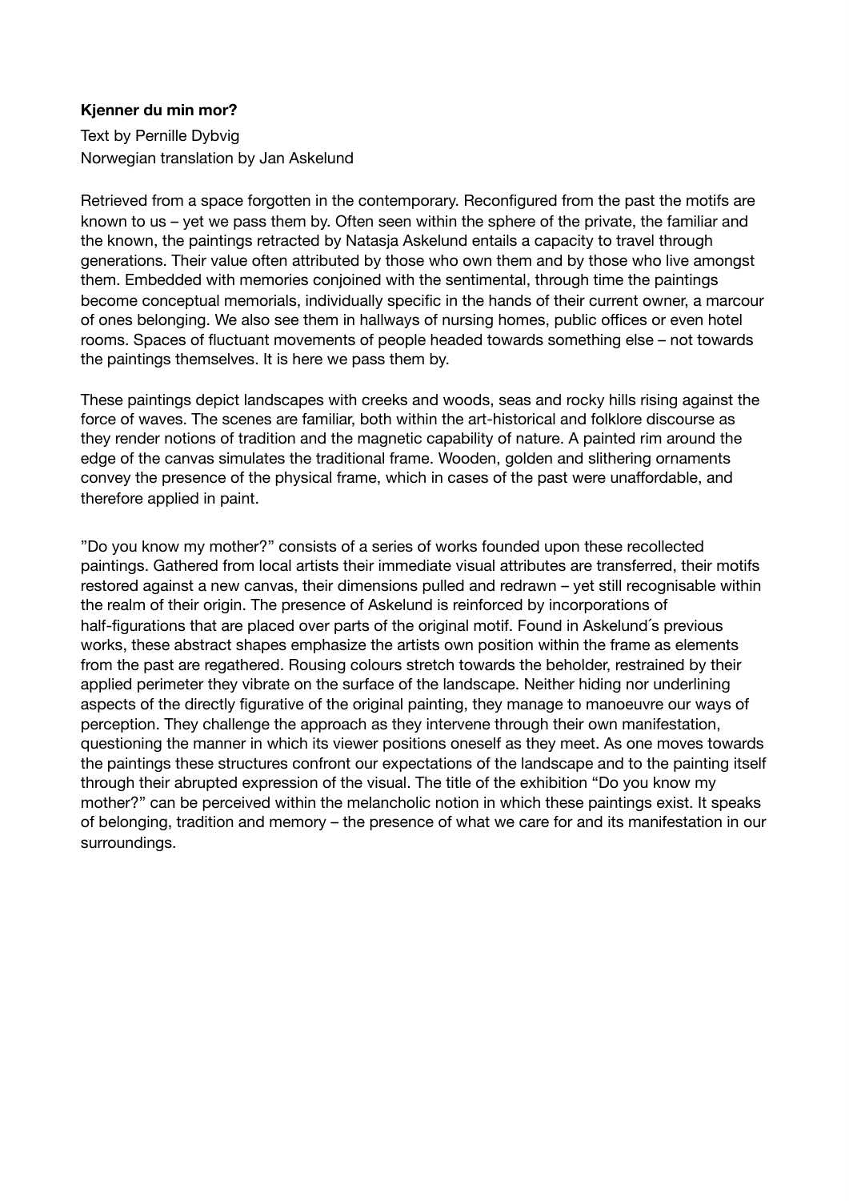**Kjenner du min mor?**

Text by Pernille Dybvig
Norwegian translation by Jan Askelund

Retrieved from a space forgotten in the contemporary. Reconfigured from the past the motifs are known to us – yet we pass them by. Often seen within the sphere of the private, the familiar and the known, the paintings retracted by Natasja Askelund entails a capacity to travel through generations. Their value often attributed by those who own them and by those who live amongst them. Embedded with memories conjoined with the sentimental, through time the paintings become conceptual memorials, individually specific in the hands of their current owner, a marcour of ones belonging. We also see them in hallways of nursing homes, public offices or even hotel rooms. Spaces of fluctuant movements of people headed towards something else – not towards the paintings themselves. It is here we pass them by.

These paintings depict landscapes with creeks and woods, seas and rocky hills rising against the force of waves. The scenes are familiar, both within the art-historical and folklore discourse as they render notions of tradition and the magnetic capability of nature. A painted rim around the edge of the canvas simulates the traditional frame. Wooden, golden and slithering ornaments convey the presence of the physical frame, which in cases of the past were unaffordable, and therefore applied in paint.

”Do you know my mother?" consists of a series of works founded upon these recollected paintings. Gathered from local artists their immediate visual attributes are transferred, their motifs restored against a new canvas, their dimensions pulled and redrawn – yet still recognisable within the realm of their origin. The presence of Askelund is reinforced by incorporations of half-figurations that are placed over parts of the original motif. Found in Askelund´s previous works, these abstract shapes emphasize the artists own position within the frame as elements from the past are regathered. Rousing colours stretch towards the beholder, restrained by their applied perimeter they vibrate on the surface of the landscape. Neither hiding nor underlining aspects of the directly figurative of the original painting, they manage to manoeuvre our ways of perception. They challenge the approach as they intervene through their own manifestation, questioning the manner in which its viewer positions oneself as they meet. As one moves towards the paintings these structures confront our expectations of the landscape and to the painting itself through their abrupted expression of the visual. The title of the exhibition “Do you know my mother?” can be perceived within the melancholic notion in which these paintings exist. It speaks of belonging, tradition and memory – the presence of what we care for and its manifestation in our surroundings.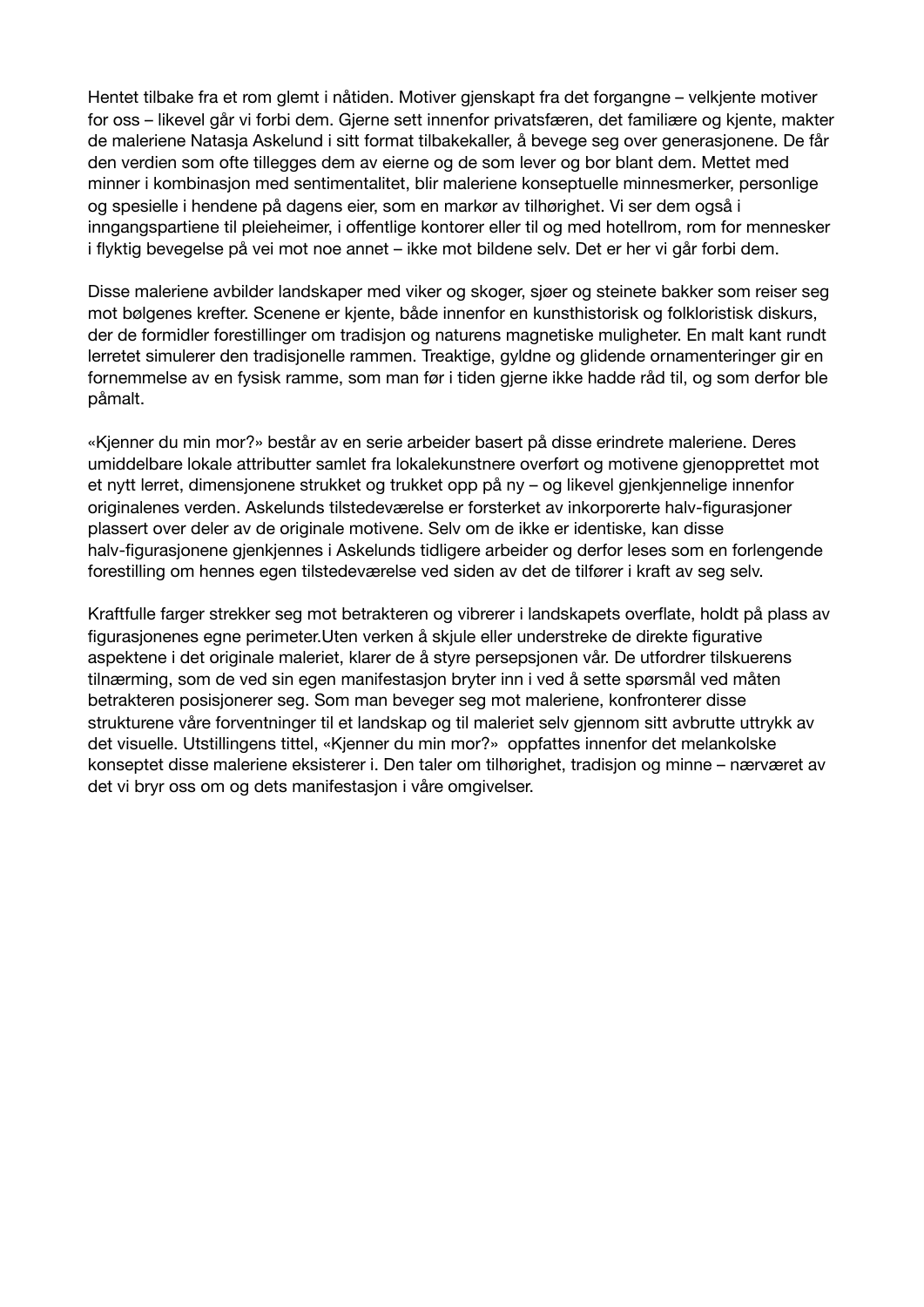Hentet tilbake fra et rom glemt i nåtiden. Motiver gjenskapt fra det forgangne – velkjente motiver for oss – likevel går vi forbi dem. Gjerne sett innenfor privatsfæren, det familiære og kjente, makter de maleriene Natasja Askelund i sitt format tilbakekaller, å bevege seg over generasjonene. De får den verdien som ofte tillegges dem av eierne og de som lever og bor blant dem. Mettet med minner i kombinasjon med sentimentalitet, blir maleriene konseptuelle minnesmerker, personlige og spesielle i hendene på dagens eier, som en markør av tilhørighet. Vi ser dem også i inngangspartiene til pleieheimer, i offentlige kontorer eller til og med hotellrom, rom for mennesker i flyktig bevegelse på vei mot noe annet – ikke mot bildene selv. Det er her vi går forbi dem.

Disse maleriene avbilder landskaper med viker og skoger, sjøer og steinete bakker som reiser seg mot bølgenes krefter. Scenene er kjente, både innenfor en kunsthistorisk og folkloristisk diskurs, der de formidler forestillinger om tradisjon og naturens magnetiske muligheter. En malt kant rundt lerretet simulerer den tradisjonelle rammen. Treaktige, gyldne og glidende ornamenteringer gir en fornemmelse av en fysisk ramme, som man før i tiden gjerne ikke hadde råd til, og som derfor ble påmalt.

«Kjenner du min mor?» består av en serie arbeider basert på disse erindrete maleriene. Deres umiddelbare lokale attributter samlet fra lokalekunstnere overført og motivene gjenopprettet mot et nytt lerret, dimensjonene strukket og trukket opp på ny – og likevel gjenkjennelige innenfor originalenes verden. Askelunds tilstedeværelse er forsterket av inkorporerte halv-figurasjoner plassert over deler av de originale motivene. Selv om de ikke er identiske, kan disse halv-figurasjonene gjenkjennes i Askelunds tidligere arbeider og derfor leses som en forlengende forestilling om hennes egen tilstedeværelse ved siden av det de tilfører i kraft av seg selv.

Kraftfulle farger strekker seg mot betrakteren og vibrerer i landskapets overflate, holdt på plass av figurasjonenes egne perimeter.Uten verken å skjule eller understreke de direkte figurative aspektene i det originale maleriet, klarer de å styre persepsjonen vår. De utfordrer tilskuerens tilnærming, som de ved sin egen manifestasjon bryter inn i ved å sette spørsmål ved måten betrakteren posisjonerer seg. Som man beveger seg mot maleriene, konfronterer disse strukturene våre forventninger til et landskap og til maleriet selv gjennom sitt avbrutte uttrykk av det visuelle. Utstillingens tittel, «Kjenner du min mor?» oppfattes innenfor det melankolske konseptet disse maleriene eksisterer i. Den taler om tilhørighet, tradisjon og minne – nærværet av det vi bryr oss om og dets manifestasjon i våre omgivelser.